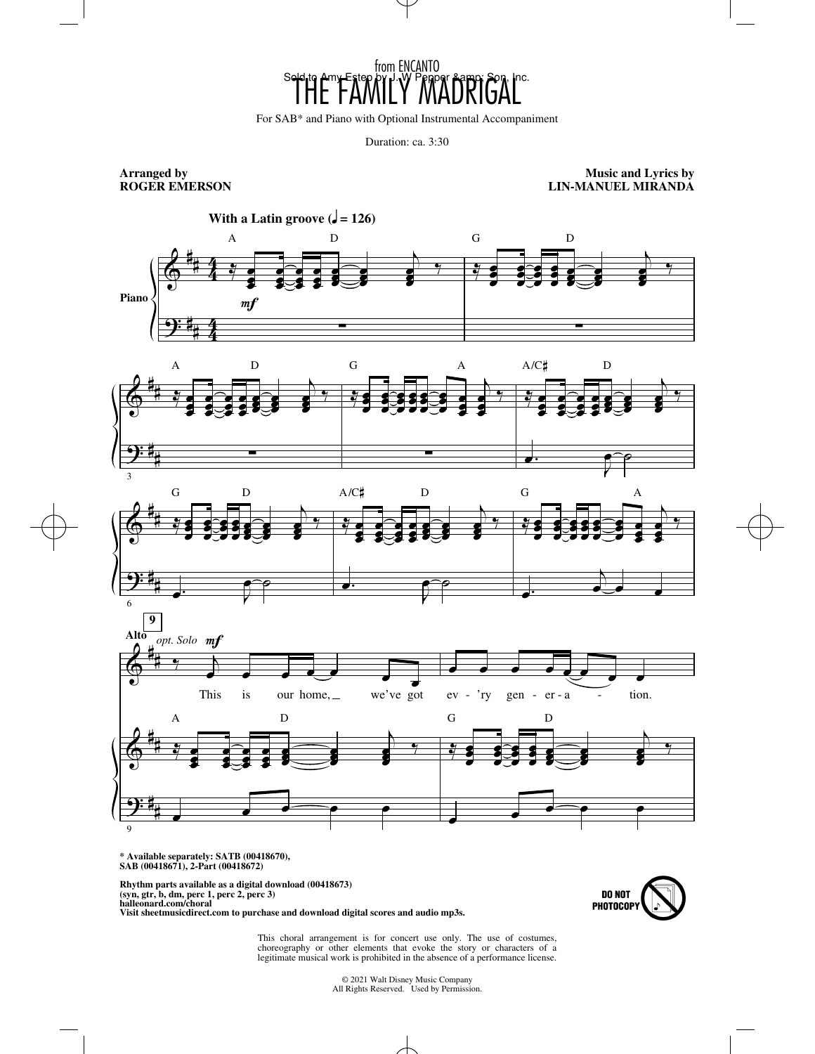from ENCANTO

Sold to Amy Estep by J.W Pepper &amp; Son, Inc.

# THE FAMILY MADRIGAL

For SAB* and Piano with Optional Instrumental Accompaniment

Duration: ca. 3:30

**Arranged by**
**ROGER EMERSON**

**Music and Lyrics by**
**LIN-MANUEL MIRANDA**

**With a Latin groove (♩ = 126)**

This is our home, we've got ev - 'ry gen - er - a - tion.

**\* Available separately: SATB (00418670), SAB (00418671), 2-Part (00418672)**

**Rhythm parts available as a digital download (00418673)**
**(syn, gtr, b, dm, perc 1, perc 2, perc 3)**
**halleonard.com/choral**
**Visit sheetmusicdirect.com to purchase and download digital scores and audio mp3s.**

DO NOT PHOTOCOPY

This choral arrangement is for concert use only. The use of costumes, choreography or other elements that evoke the story or characters of a legitimate musical work is prohibited in the absence of a performance license.

© 2021 Walt Disney Music Company
All Rights Reserved. Used by Permission.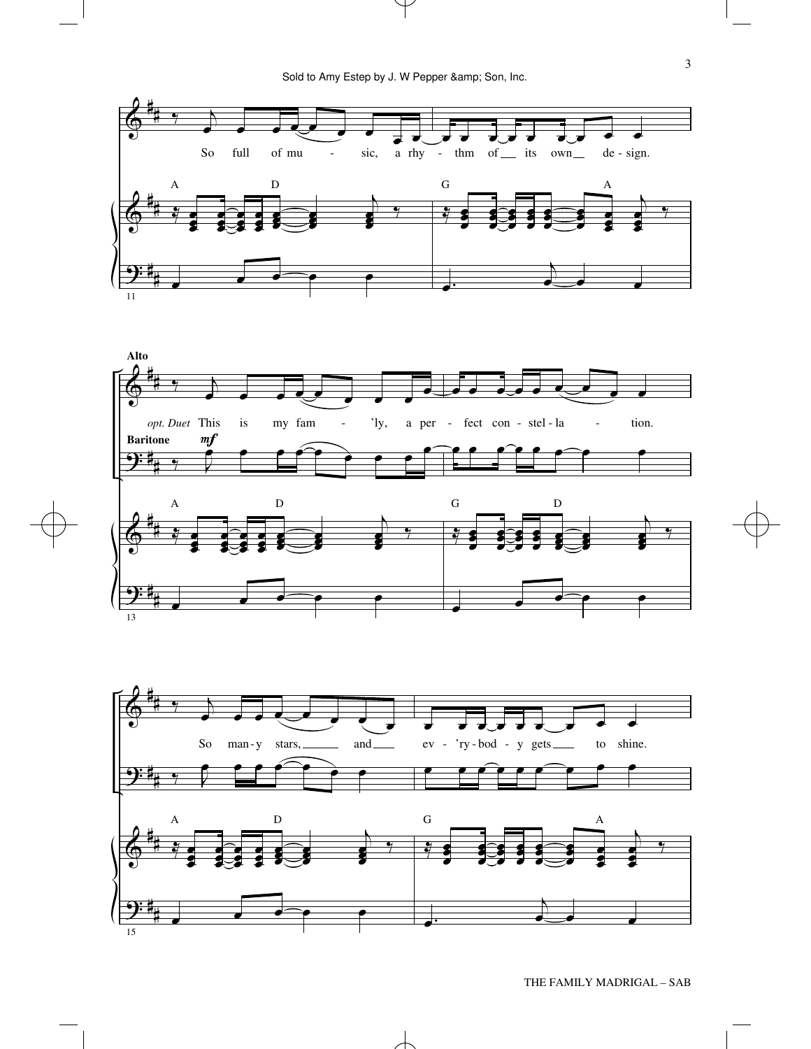Sold to Amy Estep by J. W Pepper &amp; Son, Inc.

So full of mu - sic, a rhy - thm of __ its own __ de - sign.

A D G A

11

**Alto**

*opt. Duet* This is my fam - 'ly, a per - fect con - stel - la - tion.

**Baritone** *mf*

A D G D

13

So man - y stars, ___ and ___ ev - 'ry - bod - y gets ___ to shine.

A D G A

15

THE FAMILY MADRIGAL – SAB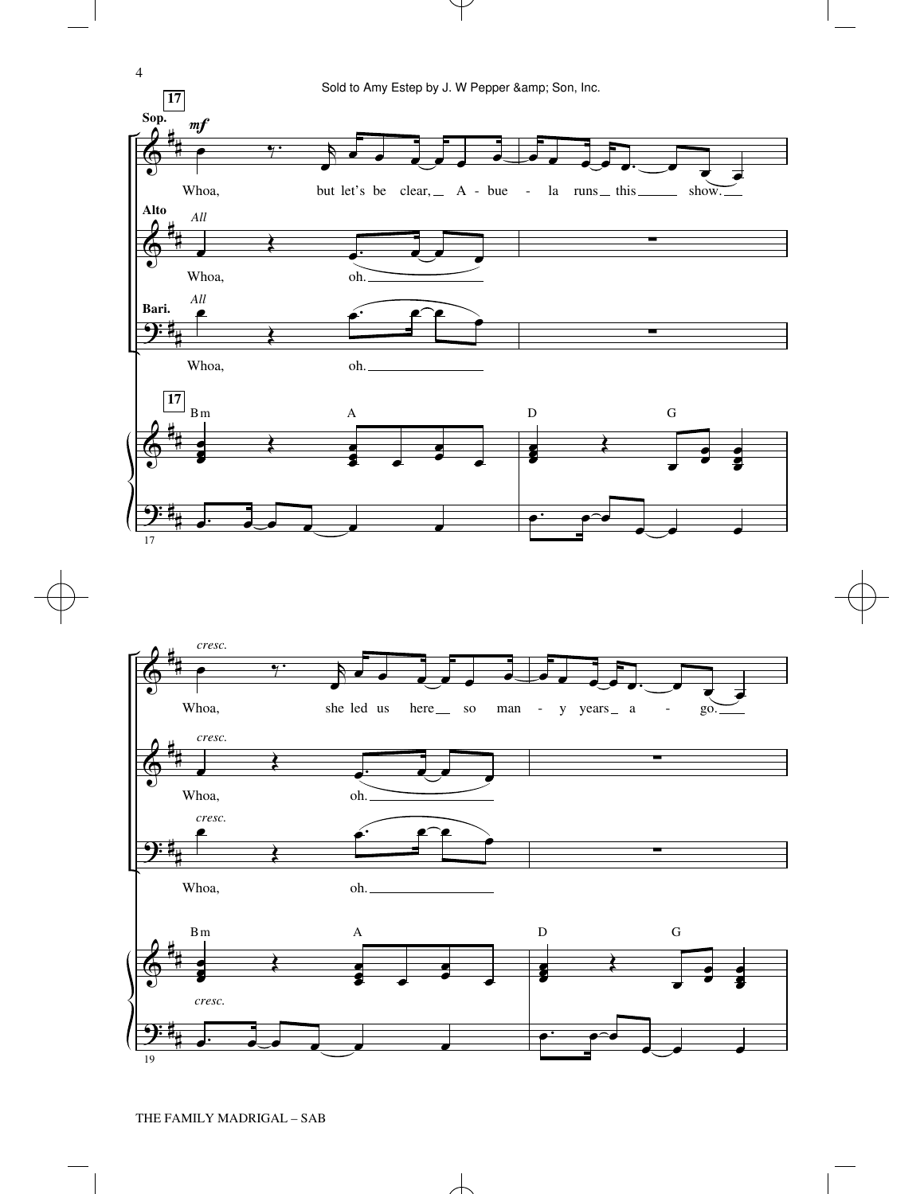Sold to Amy Estep by J. W Pepper &amp; Son, Inc.

**17**

**Sop.** *mf*
Whoa, but let's be clear, A - bue - la runs this show.

**Alto** *All*
Whoa, oh.

**Bari.** *All*
Whoa, oh.

Bm A D G

*cresc.*
Whoa, she led us here so man - y years a - go.

*cresc.*
Whoa, oh.

*cresc.*
Whoa, oh.

Bm A D G

*cresc.*

THE FAMILY MADRIGAL – SAB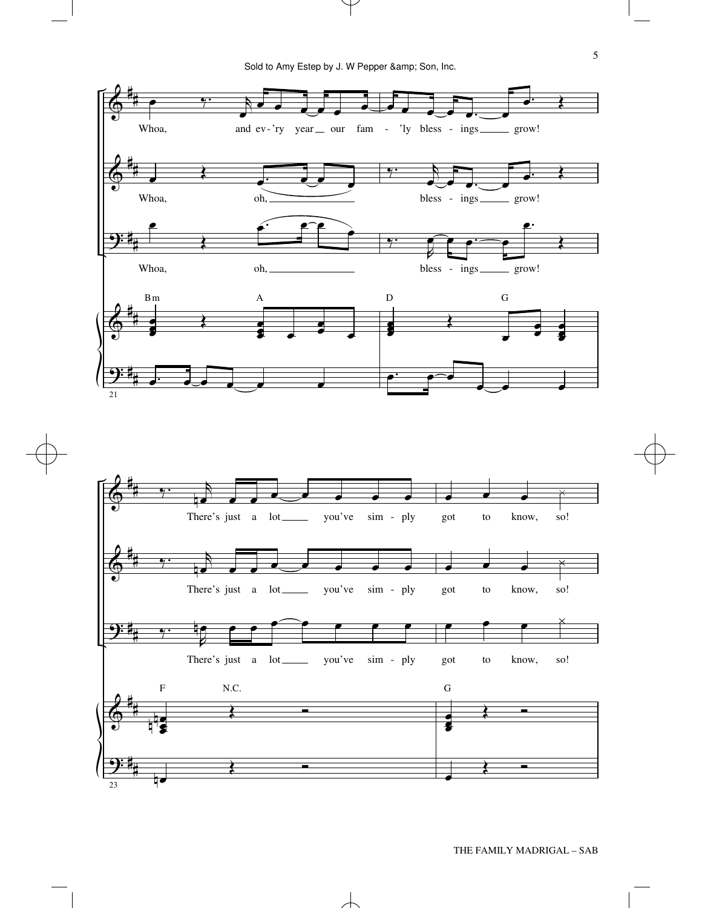Whoa, and ev-'ry year our fam-'ly bless-ings grow!

Whoa, oh, bless-ings grow!

Whoa, oh, bless-ings grow!

Bm A D G

21

There's just a lot you've sim-ply got to know, so!

There's just a lot you've sim-ply got to know, so!

There's just a lot you've sim-ply got to know, so!

F N.C. G

23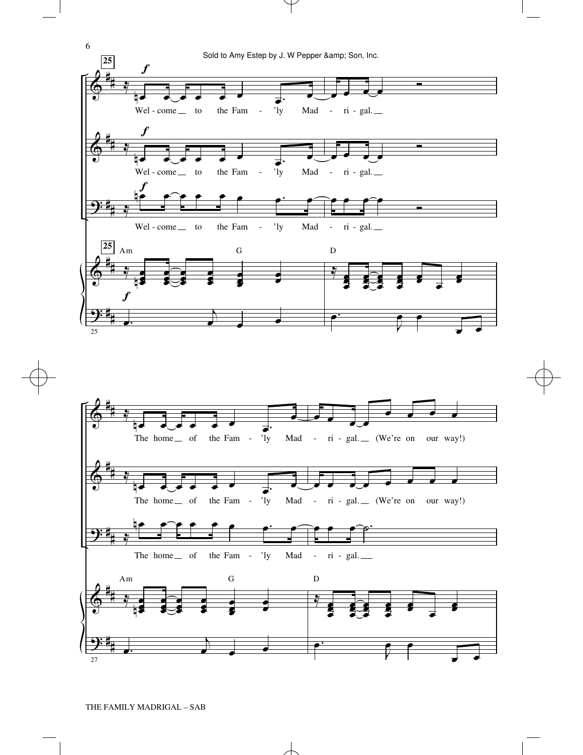**25**

*f*

Wel - come to the Fam - 'ly Mad - ri - gal.

Wel - come to the Fam - 'ly Mad - ri - gal.

Wel - come to the Fam - 'ly Mad - ri - gal.

Am G D

The home of the Fam - 'ly Mad - ri - gal. (We're on our way!)

The home of the Fam - 'ly Mad - ri - gal. (We're on our way!)

The home of the Fam - 'ly Mad - ri - gal.

Am G D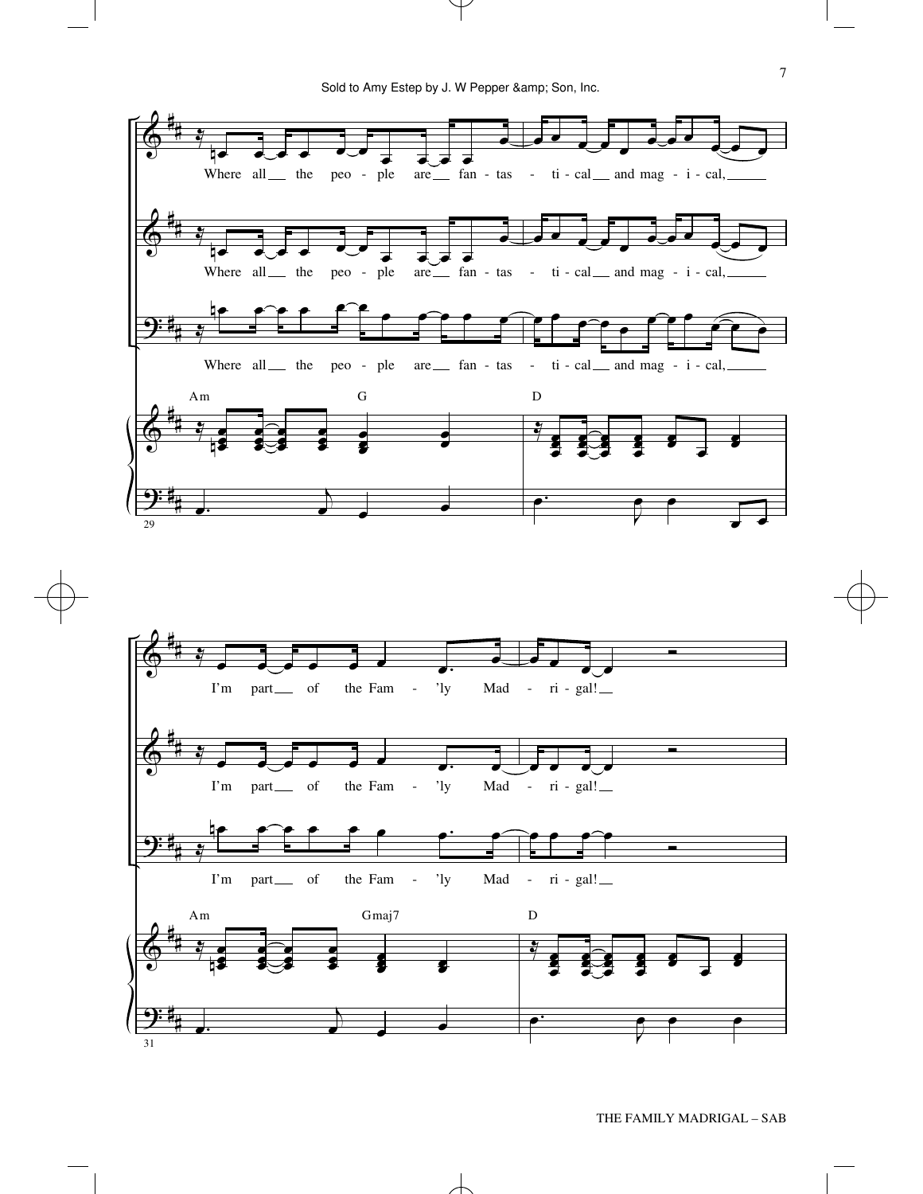Sold to Amy Estep by J. W Pepper &amp; Son, Inc.

Where all the people are fantas - ti - cal and mag - i - cal,

Am G D

I'm part of the Fam - 'ly Mad - ri - gal!

Am Gmaj7 D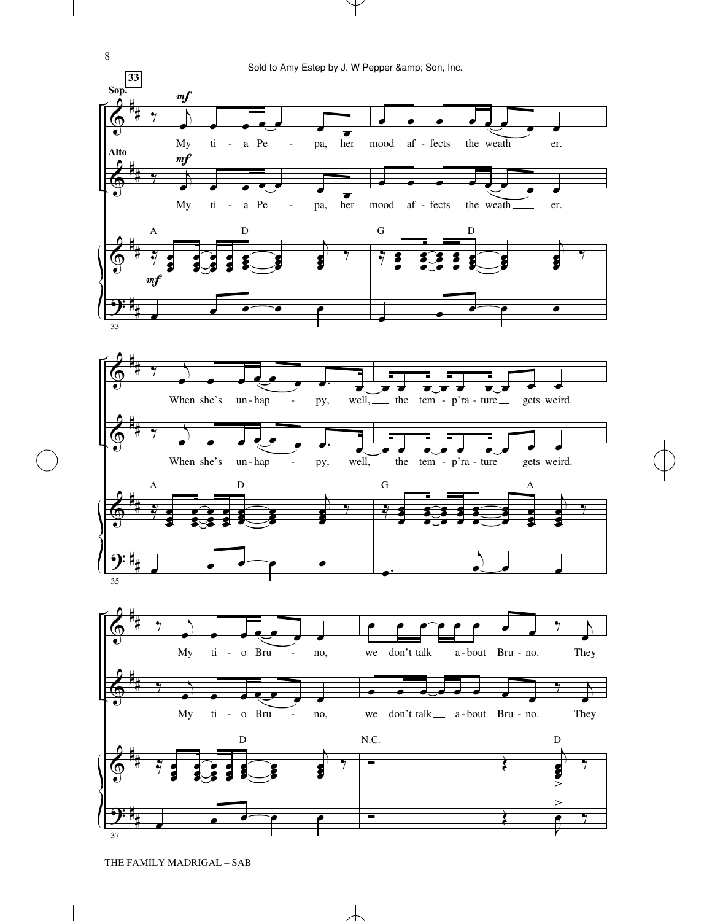**33**

**Sop.**

*mf*

My ti - a Pe - pa, her mood af - fects the weath - er.

**Alto**

*mf*

My ti - a Pe - pa, her mood af - fects the weath - er.

A D G D

*mf*

When she's un - hap - py, well, the tem - p'ra - ture gets weird.

When she's un - hap - py, well, the tem - p'ra - ture gets weird.

A D G A

My ti - o Bru - no, we don't talk a - bout Bru - no. They

My ti - o Bru - no, we don't talk a - bout Bru - no. They

D N.C. D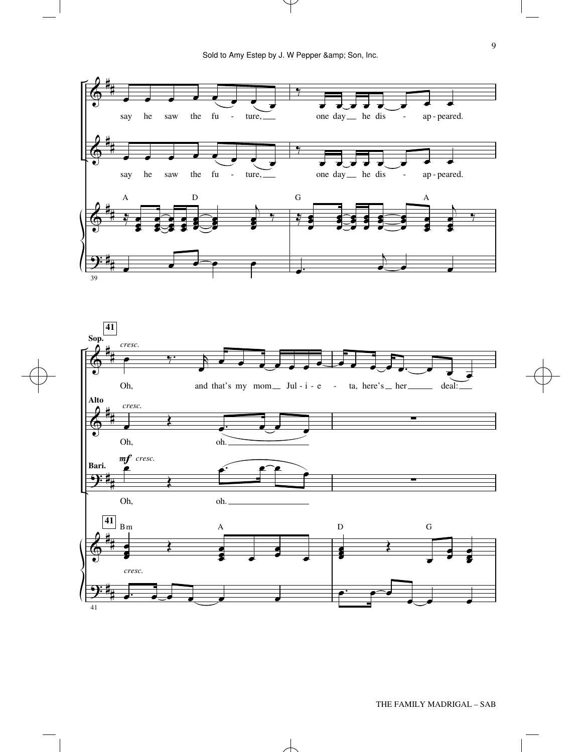Sold to Amy Estep by J. W Pepper &amp; Son, Inc.

say he saw the fu - ture, one day he dis - ap - peared.

say he saw the fu - ture, one day he dis - ap - peared.

A D G A

39

**41**

**Sop.** *cresc.*

Oh, and that's my mom Jul - i - e - ta, here's her deal:

**Alto** *cresc.*

Oh, oh.

**Bari.** *mf cresc.*

Oh, oh.

**41** Bm A D G

*cresc.*

41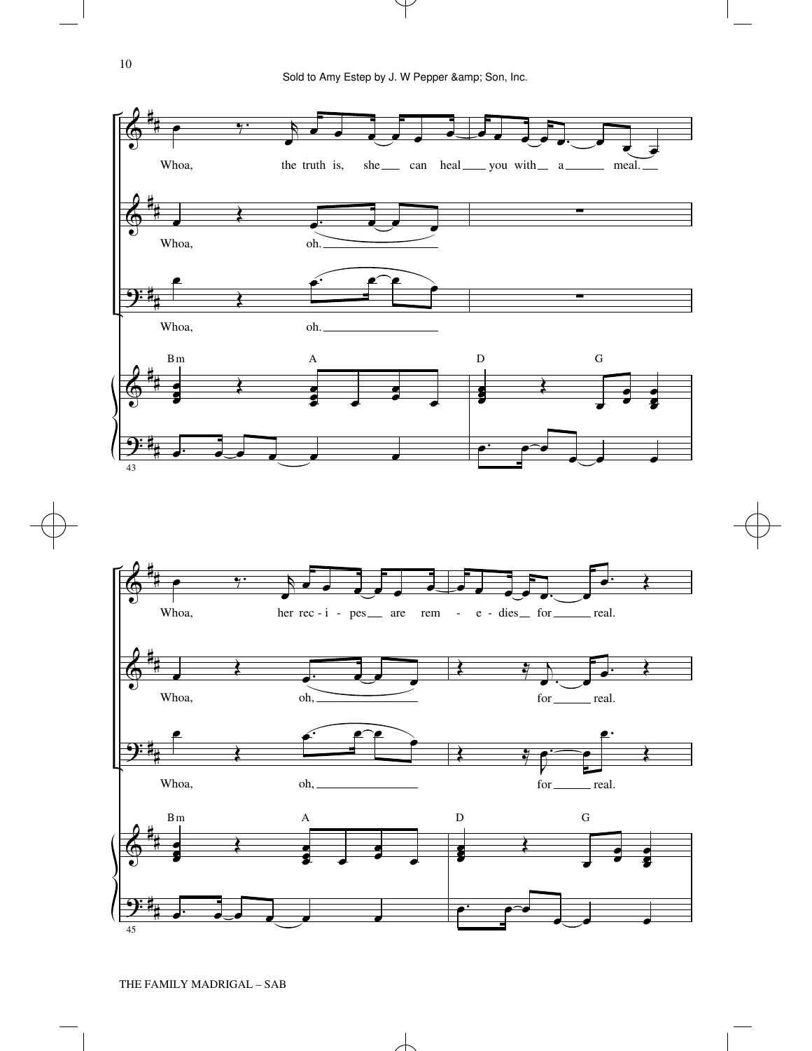Sold to Amy Estep by J. W Pepper &amp; Son, Inc.

Whoa, the truth is, she can heal you with a meal.

Whoa, oh.

Whoa, oh.

Bm A D G

43

Whoa, her rec - i - pes are rem - e - dies for real.

Whoa, oh, for real.

Whoa, oh, for real.

Bm A D G

45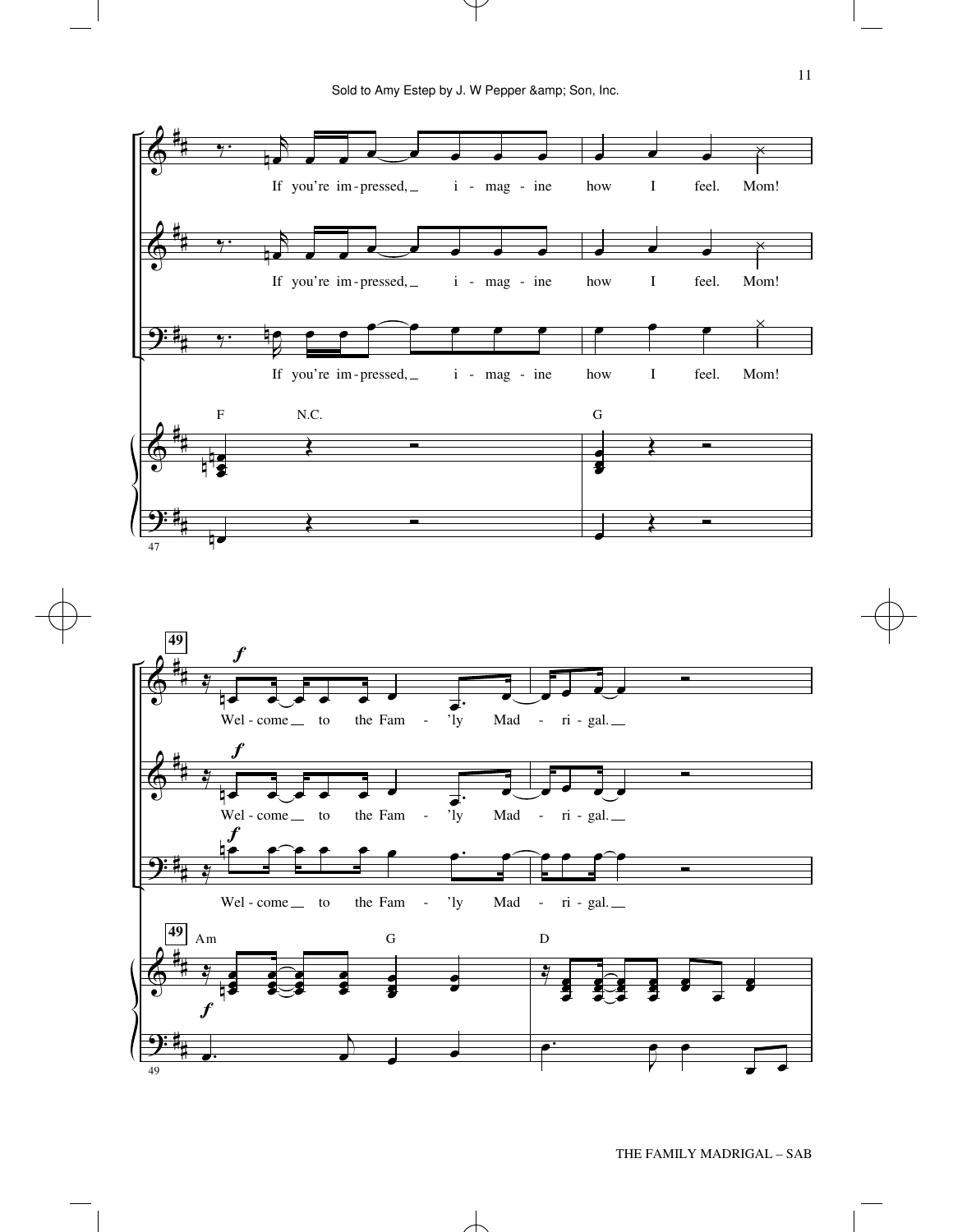Sold to Amy Estep by J. W Pepper &amp; Son, Inc.

If you're im - pressed, i - mag - ine how I feel. Mom!

If you're im - pressed, i - mag - ine how I feel. Mom!

If you're im - pressed, i - mag - ine how I feel. Mom!

F N.C. G

47

49

*f*

Wel - come to the Fam - 'ly Mad - ri - gal.

*f*

Wel - come to the Fam - 'ly Mad - ri - gal.

*f*

Wel - come to the Fam - 'ly Mad - ri - gal.

49

Am G D

*f*

49

THE FAMILY MADRIGAL – SAB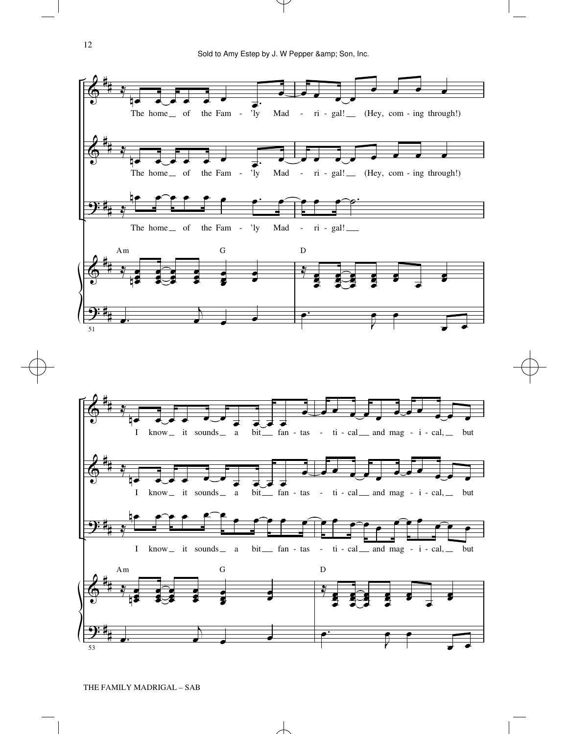The home of the Fam - 'ly Mad - ri - gal! (Hey, com - ing through!)

The home of the Fam - 'ly Mad - ri - gal! (Hey, com - ing through!)

The home of the Fam - 'ly Mad - ri - gal!

Am G D

51

I know it sounds a bit fan - tas - ti - cal and mag - i - cal, but

I know it sounds a bit fan - tas - ti - cal and mag - i - cal, but

I know it sounds a bit fan - tas - ti - cal and mag - i - cal, but

Am G D

53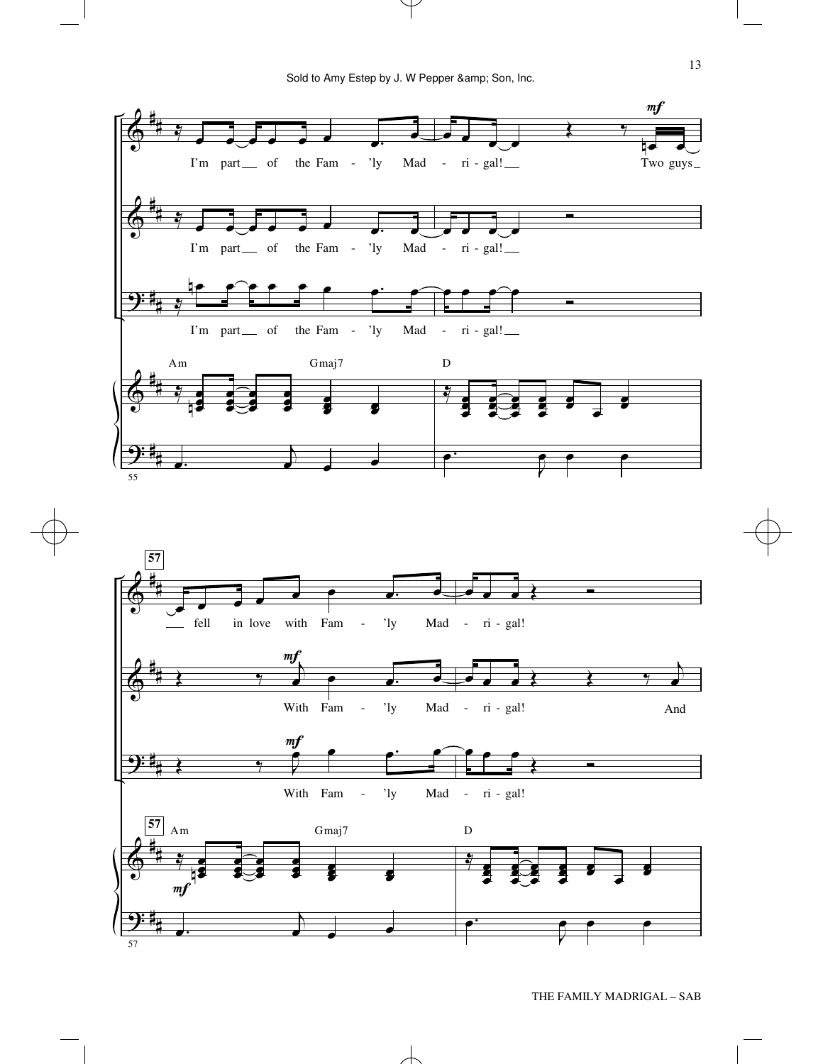I'm part of the Fam - 'ly Mad - ri - gal! Two guys

I'm part of the Fam - 'ly Mad - ri - gal!

I'm part of the Fam - 'ly Mad - ri - gal!

Am Gmaj7 D

**57**

fell in love with Fam - 'ly Mad - ri - gal!

With Fam - 'ly Mad - ri - gal! And

With Fam - 'ly Mad - ri - gal!

Am Gmaj7 D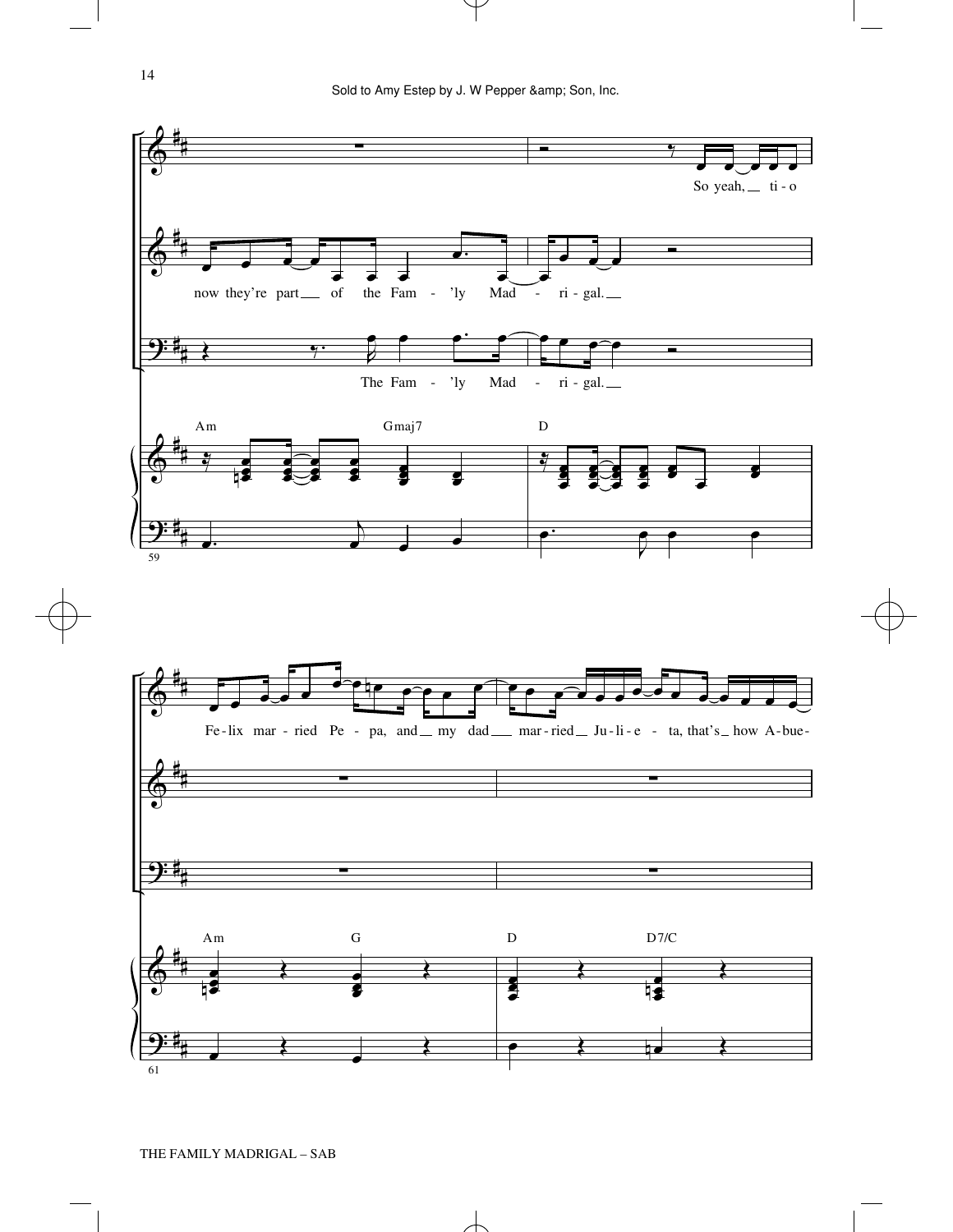So yeah, ti - o

now they're part of the Fam - 'ly Mad - ri - gal.

The Fam - 'ly Mad - ri - gal.

Am Gmaj7 D

59

Fe - lix mar - ried Pe - pa, and my dad mar - ried Ju - li - e - ta, that's how A - bue-

Am G D D7/C

61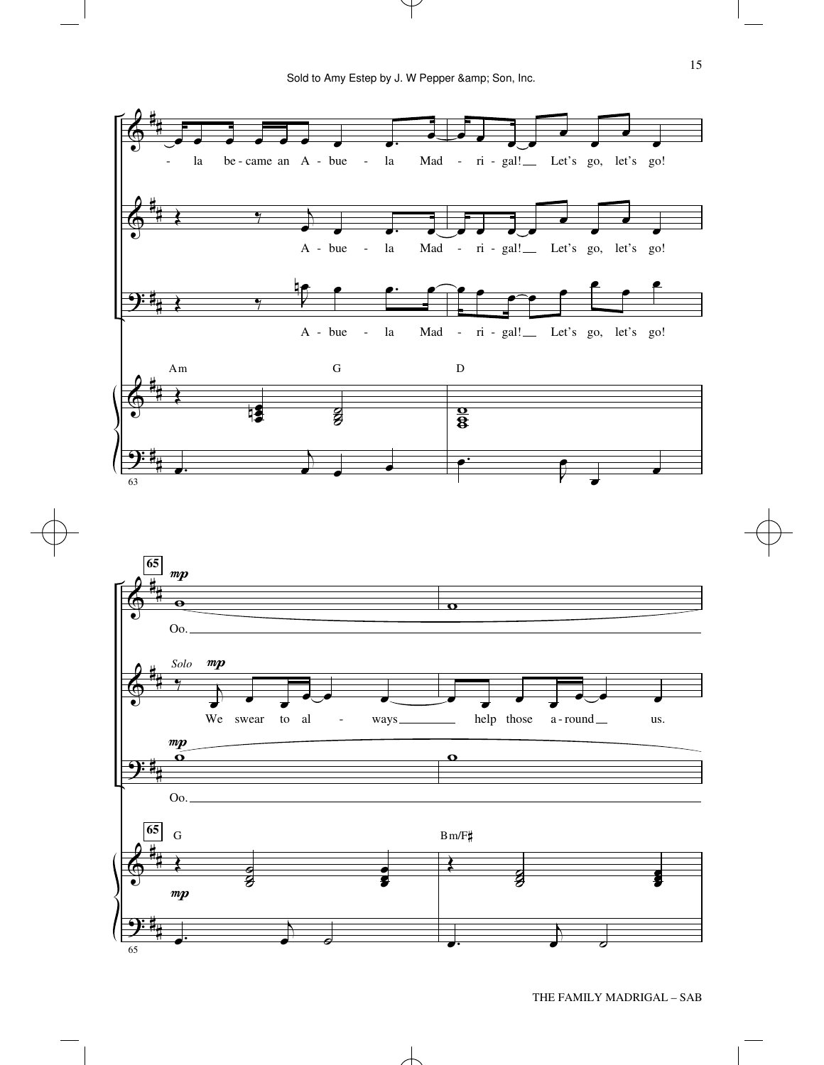- la be - came an A - bue - la Mad - ri - gal! Let's go, let's go!

A - bue - la Mad - ri - gal! Let's go, let's go!

A - bue - la Mad - ri - gal! Let's go, let's go!

Am G D

63

65

*mp*

Oo.

*Solo* *mp*

We swear to al - ways help those a - round us.

*mp*

Oo.

G Bm/F♯

*mp*

65

THE FAMILY MADRIGAL – SAB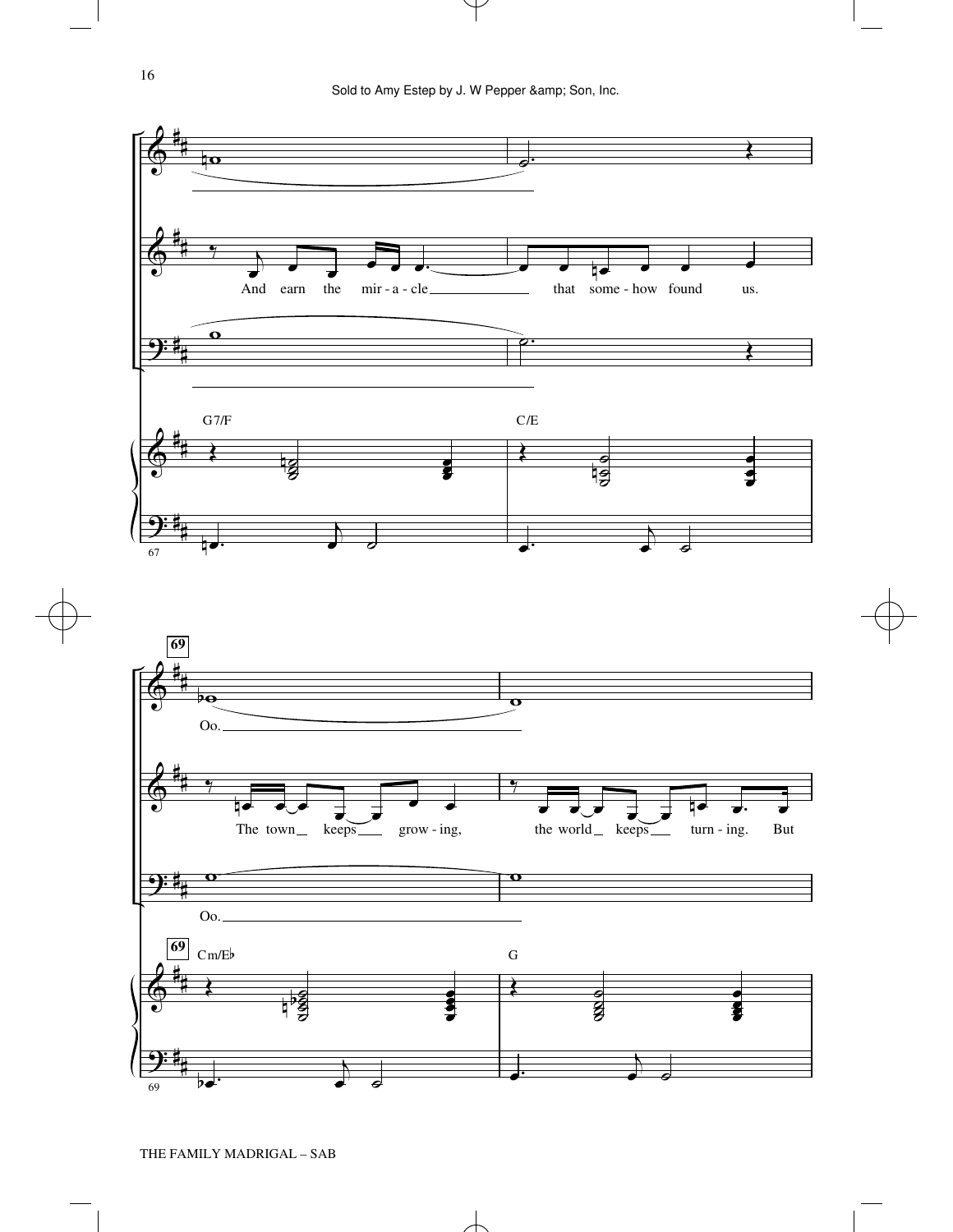G7/F C/E

And earn the mir - a - cle that some - how found us.

69

Oo.

The town keeps grow - ing, the world keeps turn - ing. But

Oo.

Cm/E♭ G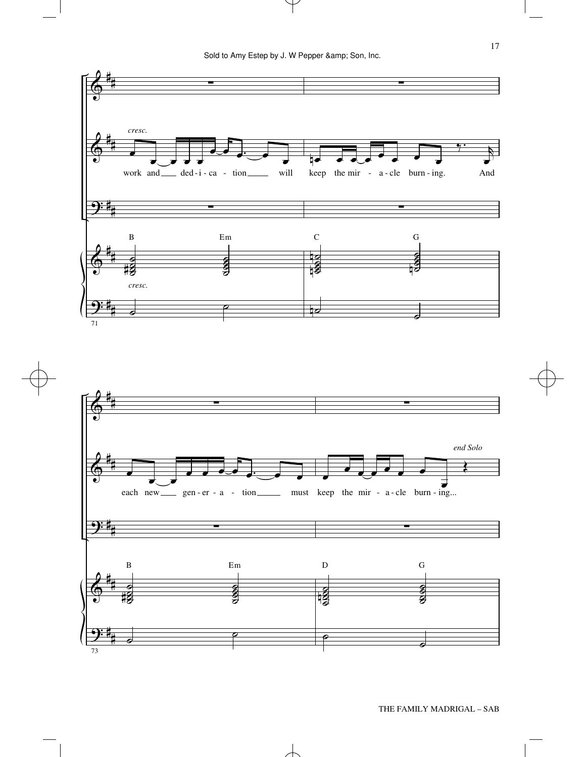*cresc.*

work and ded-i-ca-tion will keep the mir-a-cle burn-ing. And

B Em C G

*cresc.*

71

each new gen-er-a-tion must keep the mir-a-cle burn-ing...

*end Solo*

B Em D G

73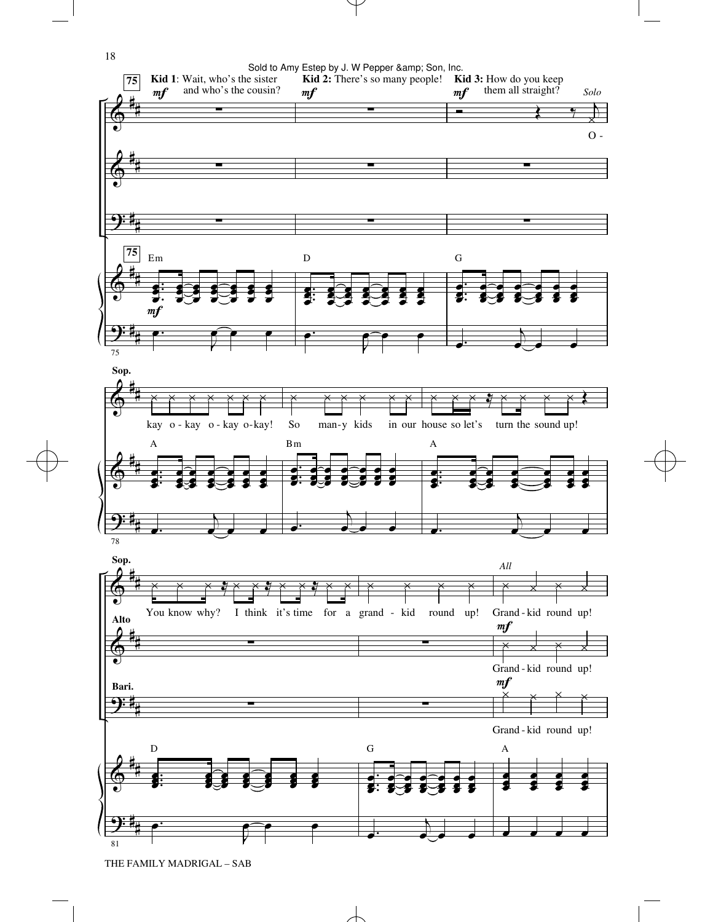Sold to Amy Estep by J. W Pepper &amp; Son, Inc.

**75**

**Kid 1**: Wait, who's the sister and who's the cousin?

**Kid 2:** There's so many people!

**Kid 3:** How do you keep them all straight?

*Solo*

O - kay o - kay o - kay o - kay! So man - y kids in our house so let's turn the sound up!

You know why? I think it's time for a grand - kid round up!

*All*

Grand - kid round up!

Em D G A Bm A D G A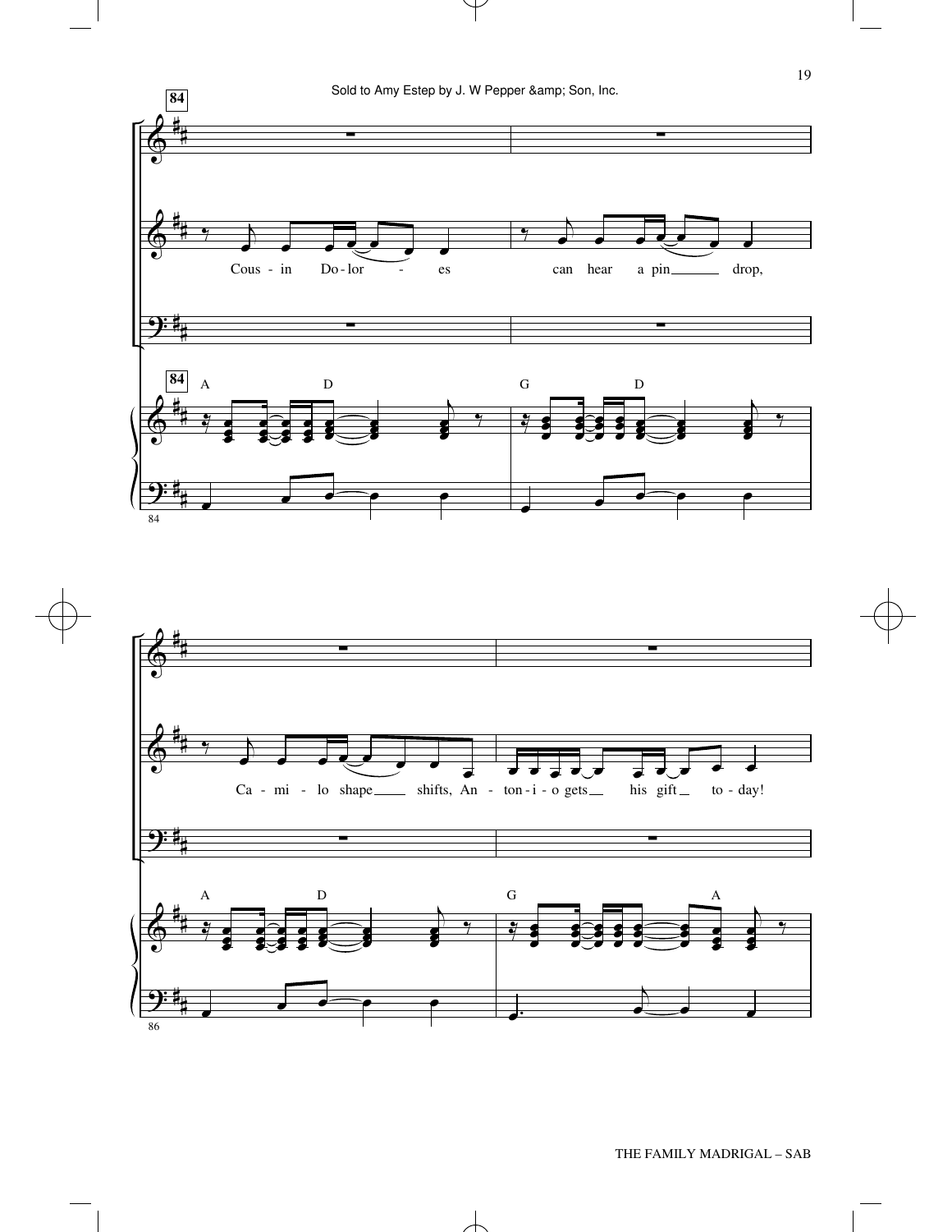Sold to Amy Estep by J. W Pepper &amp; Son, Inc.

**84**

Cous - in Do - lor - es can hear a pin drop,

A D G D

Ca - mi - lo shape shifts, An - ton - i - o gets his gift to - day!

A D G A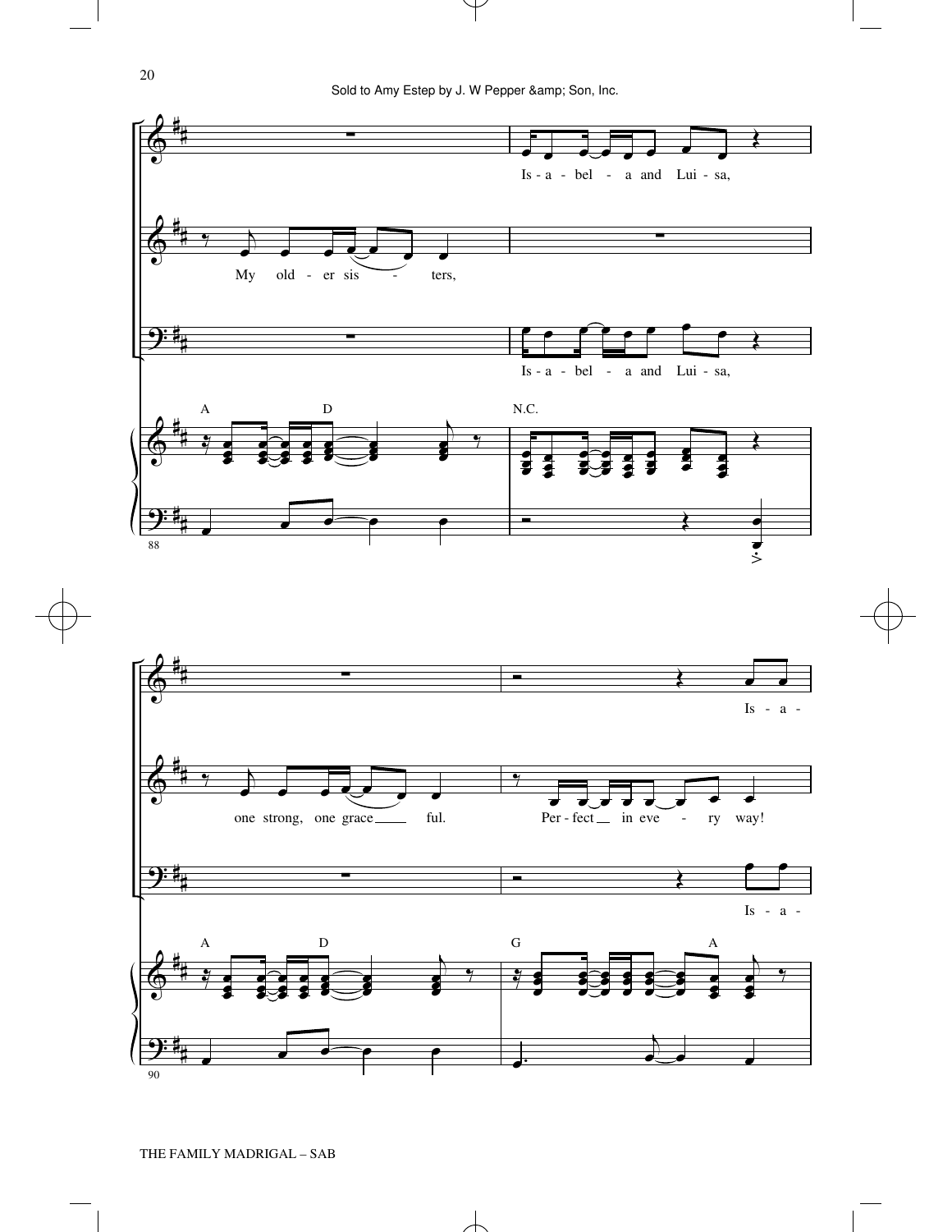Is - a - bel - a and Lui - sa,

My old - er sis - ters,

Is - a - bel - a and Lui - sa,

A D N.C.

88

one strong, one grace ful.

Per - fect in eve - ry way!

Is - a -

Is - a -

A D G A

90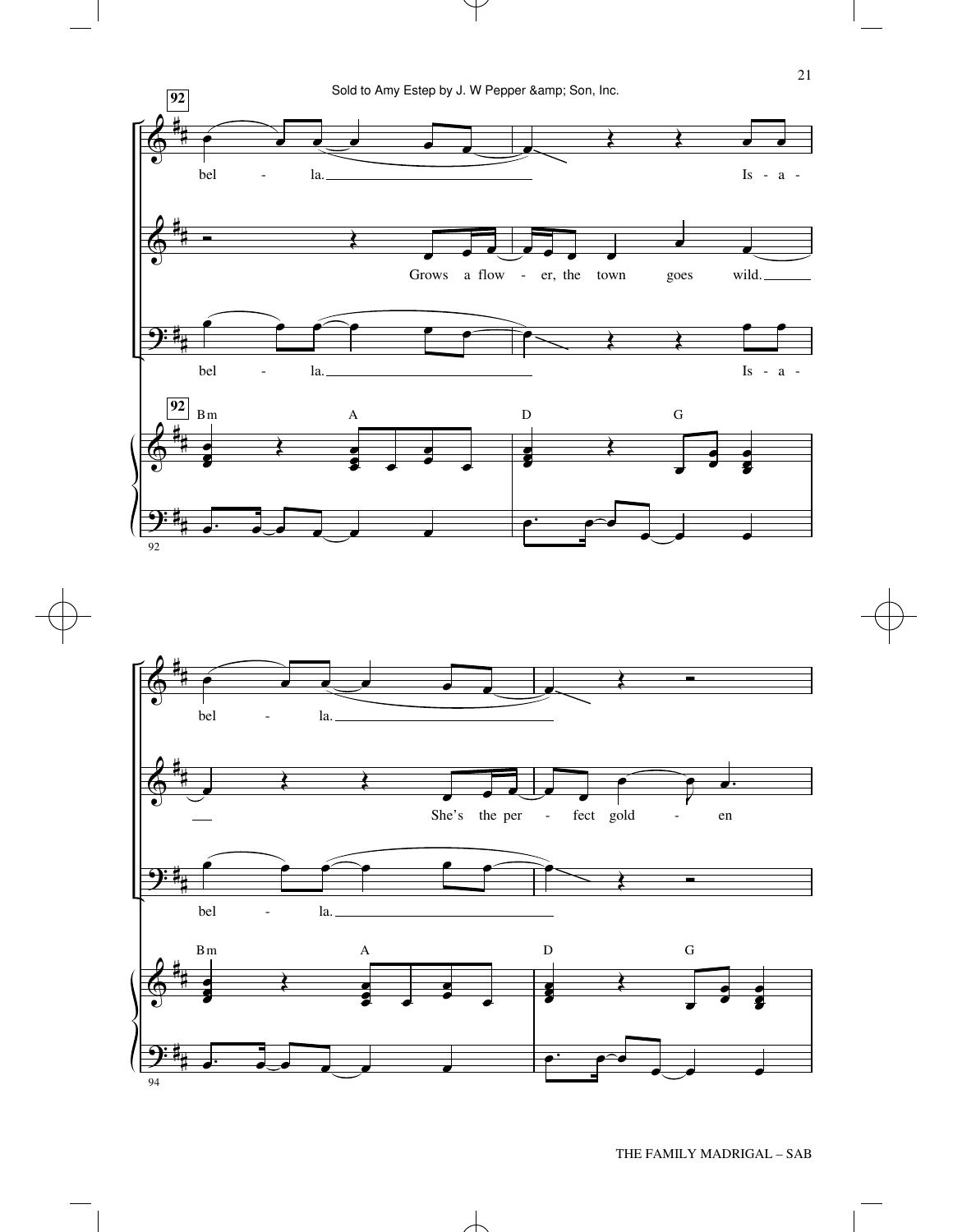Sold to Amy Estep by J. W Pepper &amp; Son, Inc.

**92**

bel - la. Is - a -

Grows a flow - er, the town goes wild.

bel - la. Is - a -

Bm A D G

bel - la.

She's the per - fect gold - en

bel - la.

Bm A D G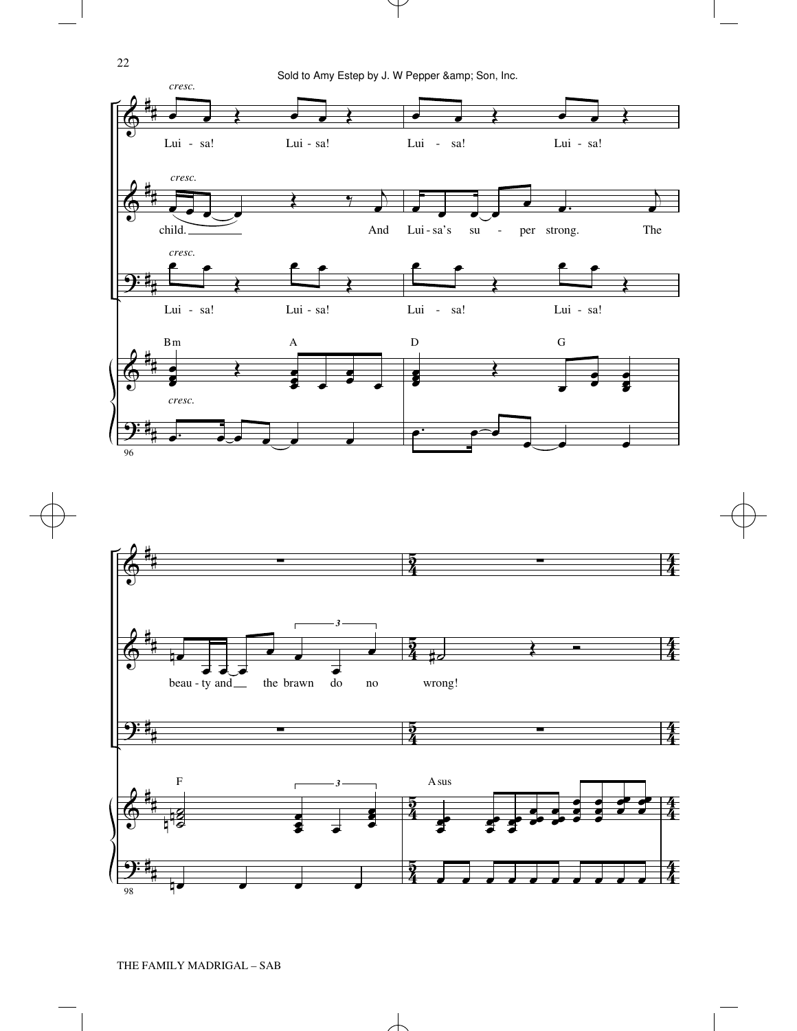Sold to Amy Estep by J. W Pepper &amp; Son, Inc.

*cresc.*

Lui - sa! Lui - sa! Lui - sa! Lui - sa!

*cresc.*

child. And Lui - sa's su - per strong. The

*cresc.*

Lui - sa! Lui - sa! Lui - sa! Lui - sa!

Bm A D G

*cresc.*

96

beau - ty and the brawn do no wrong!

F Asus

98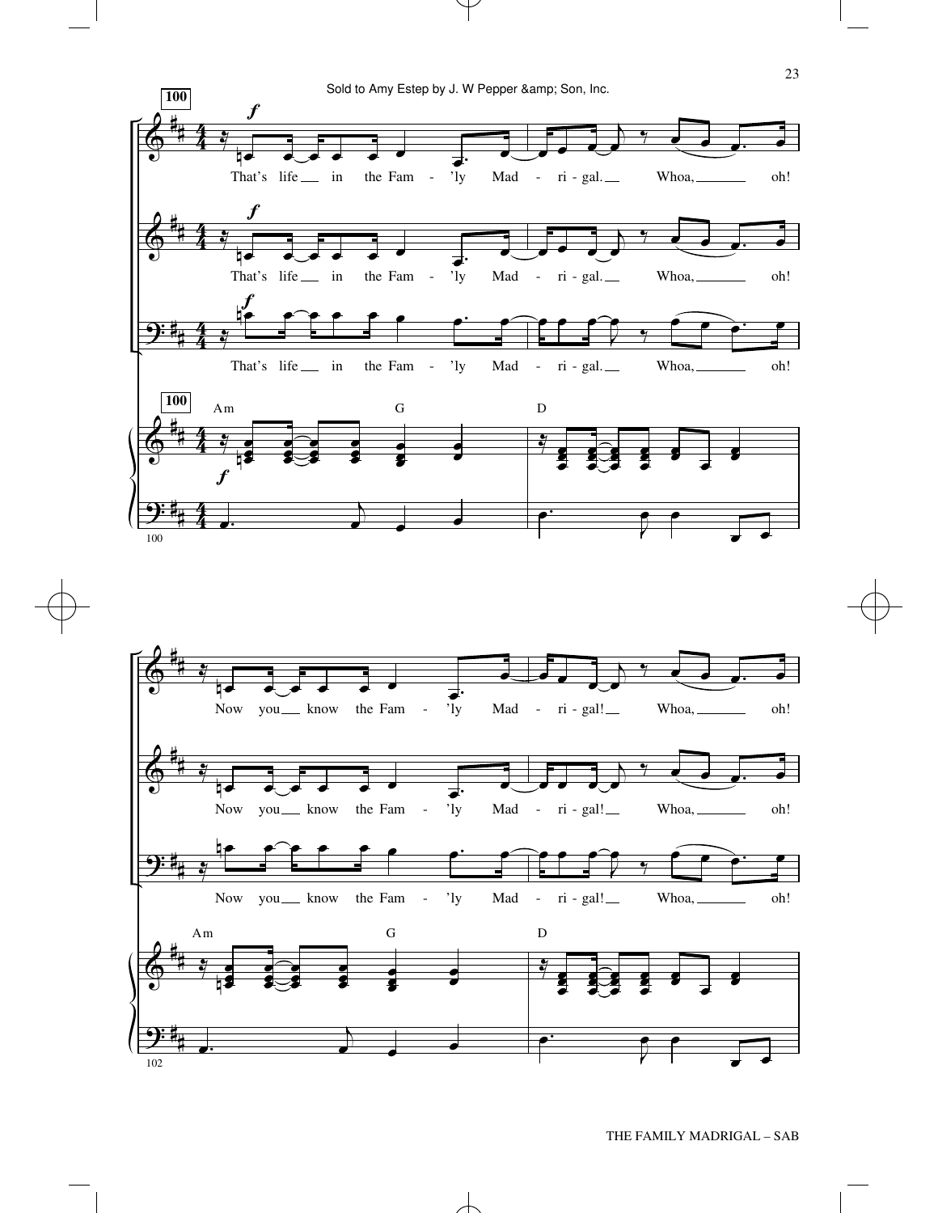Sold to Amy Estep by J. W Pepper &amp; Son, Inc.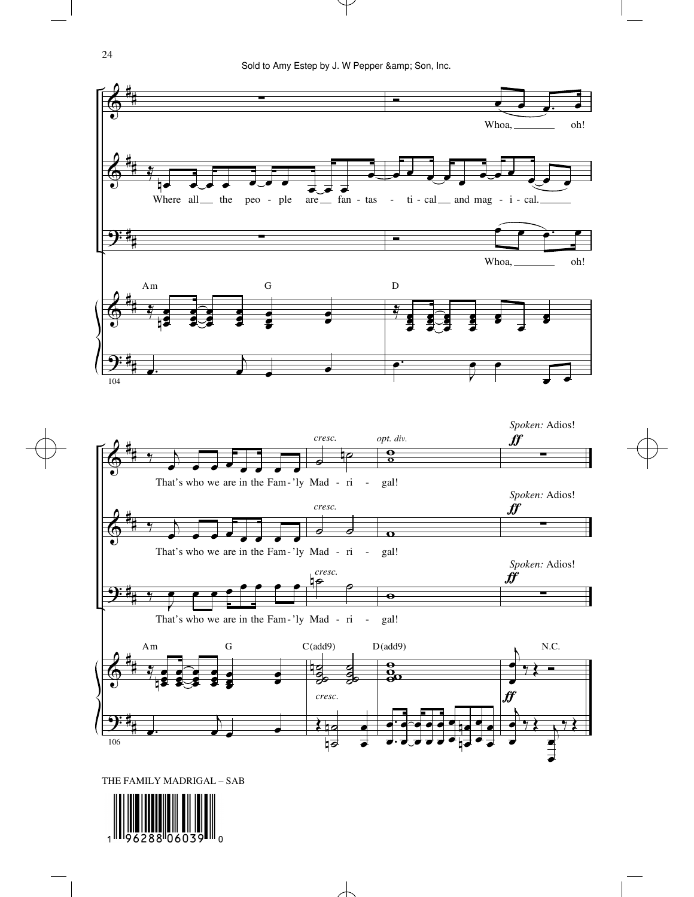Sold to Amy Estep by J. W Pepper &amp; Son, Inc.

Whoa, oh!

Where all the peo - ple are fan - tas - ti - cal and mag - i - cal.

Whoa, oh!

Am G D

104

*Spoken:* Adios!

*ff*

*cresc.* *opt. div.*

That's who we are in the Fam - 'ly Mad - ri - gal!

*Spoken:* Adios!

*ff*

*cresc.*

That's who we are in the Fam - 'ly Mad - ri - gal!

*Spoken:* Adios!

*ff*

*cresc.*

That's who we are in the Fam - 'ly Mad - ri - gal!

Am G C(add9) D(add9) N.C.

*cresc.*

*ff*

106

THE FAMILY MADRIGAL – SAB

1 96288 06039 0